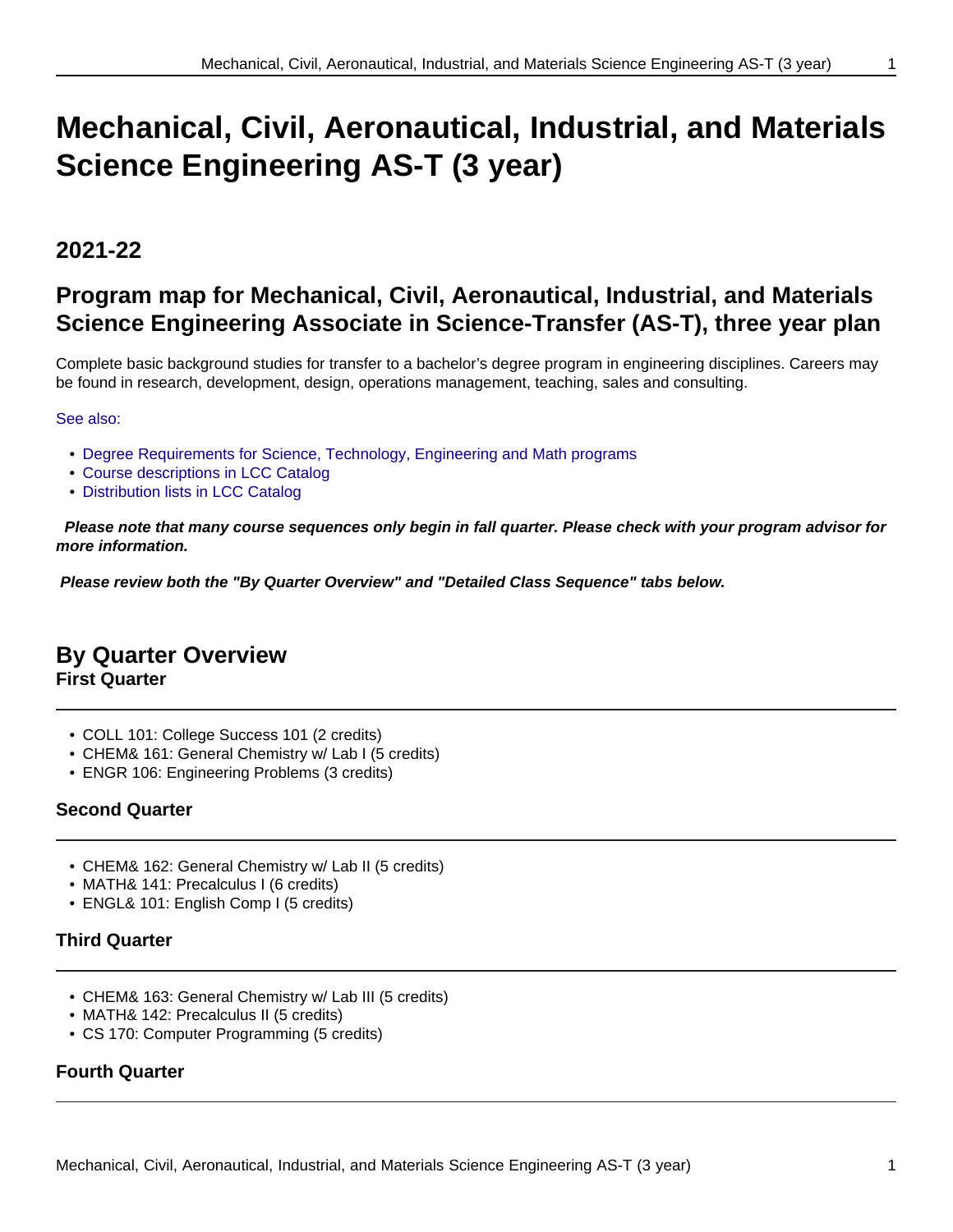# Mechanical, Civil, Aeronautical, Industrial, and Materials Science Engineering AS-T (3 year)

## 2021-22

## Program map for Mechanical, Civil, Aeronautical, Industrial, and Materials Science Engineering Associate in Science-Transfer (AS-T), three year plan

Complete basic background studies for transfer to a bachelor's degree program in engineering disciplines. Careers may be found in research, development, design, operations management, teaching, sales and consulting.

See also:

- Degree Requirements for Science, Technology, Engineering and Math programs
- Course descriptions in LCC Catalog
- Distribution lists in LCC Catalog

***Please note that many course sequences only begin in fall quarter. Please check with your program advisor for more information.***

***Please review both the "By Quarter Overview" and "Detailed Class Sequence" tabs below.***

## By Quarter Overview

### First Quarter

- COLL 101: College Success 101 (2 credits)
- CHEM& 161: General Chemistry w/ Lab I (5 credits)
- ENGR 106: Engineering Problems (3 credits)

### Second Quarter

- CHEM& 162: General Chemistry w/ Lab II (5 credits)
- MATH& 141: Precalculus I (6 credits)
- ENGL& 101: English Comp I (5 credits)

### Third Quarter

- CHEM& 163: General Chemistry w/ Lab III (5 credits)
- MATH& 142: Precalculus II (5 credits)
- CS 170: Computer Programming (5 credits)

### Fourth Quarter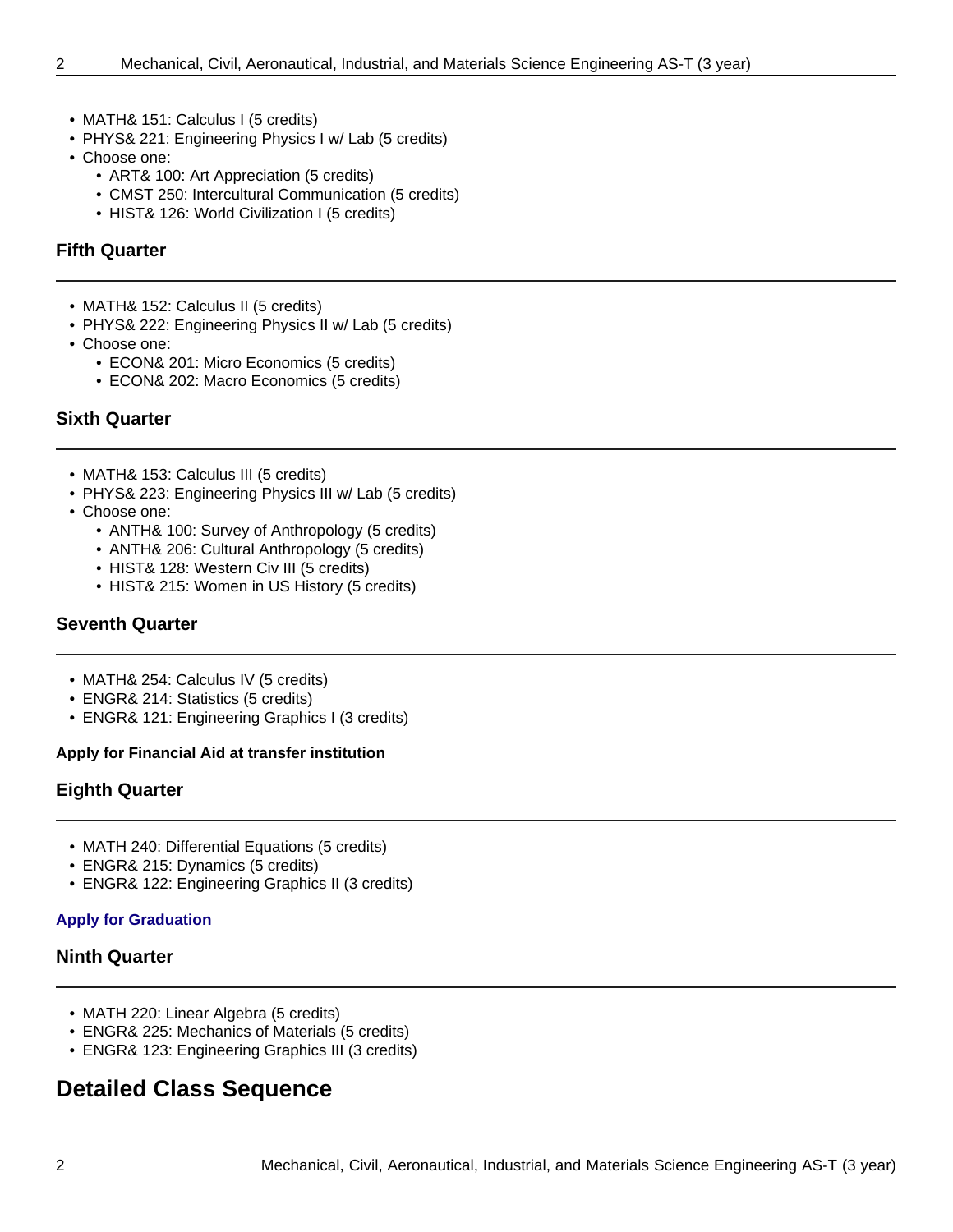- MATH& 151: Calculus I (5 credits)
- PHYS& 221: Engineering Physics I w/ Lab (5 credits)
- Choose one:
  - ART& 100: Art Appreciation (5 credits)
  - CMST 250: Intercultural Communication (5 credits)
  - HIST& 126: World Civilization I (5 credits)

### Fifth Quarter

- MATH& 152: Calculus II (5 credits)
- PHYS& 222: Engineering Physics II w/ Lab (5 credits)
- Choose one:
  - ECON& 201: Micro Economics (5 credits)
  - ECON& 202: Macro Economics (5 credits)

### Sixth Quarter

- MATH& 153: Calculus III (5 credits)
- PHYS& 223: Engineering Physics III w/ Lab (5 credits)
- Choose one:
  - ANTH& 100: Survey of Anthropology (5 credits)
  - ANTH& 206: Cultural Anthropology (5 credits)
  - HIST& 128: Western Civ III (5 credits)
  - HIST& 215: Women in US History (5 credits)

### Seventh Quarter

- MATH& 254: Calculus IV (5 credits)
- ENGR& 214: Statistics (5 credits)
- ENGR& 121: Engineering Graphics I (3 credits)

**Apply for Financial Aid at transfer institution**

### Eighth Quarter

- MATH 240: Differential Equations (5 credits)
- ENGR& 215: Dynamics (5 credits)
- ENGR& 122: Engineering Graphics II (3 credits)

**Apply for Graduation**

### Ninth Quarter

- MATH 220: Linear Algebra (5 credits)
- ENGR& 225: Mechanics of Materials (5 credits)
- ENGR& 123: Engineering Graphics III (3 credits)

## Detailed Class Sequence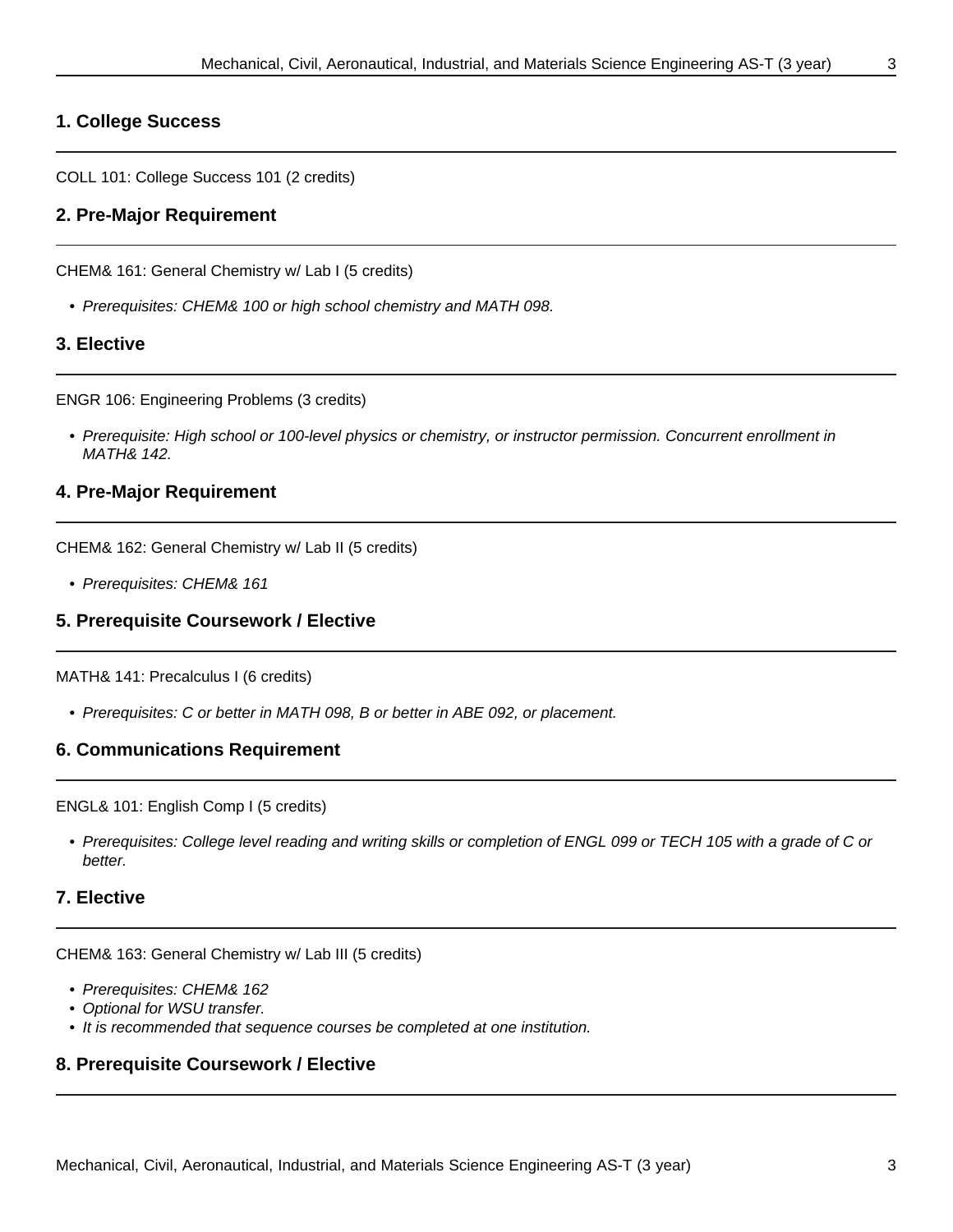### 1. College Success

COLL 101: College Success 101 (2 credits)

### 2. Pre-Major Requirement

CHEM& 161: General Chemistry w/ Lab I (5 credits)

- *Prerequisites: CHEM& 100 or high school chemistry and MATH 098.*

### 3. Elective

ENGR 106: Engineering Problems (3 credits)

- *Prerequisite: High school or 100-level physics or chemistry, or instructor permission. Concurrent enrollment in MATH& 142.*

### 4. Pre-Major Requirement

CHEM& 162: General Chemistry w/ Lab II (5 credits)

- *Prerequisites: CHEM& 161*

### 5. Prerequisite Coursework / Elective

MATH& 141: Precalculus I (6 credits)

- *Prerequisites: C or better in MATH 098, B or better in ABE 092, or placement.*

### 6. Communications Requirement

ENGL& 101: English Comp I (5 credits)

- *Prerequisites: College level reading and writing skills or completion of ENGL 099 or TECH 105 with a grade of C or better.*

### 7. Elective

CHEM& 163: General Chemistry w/ Lab III (5 credits)

- *Prerequisites: CHEM& 162*
- *Optional for WSU transfer.*
- *It is recommended that sequence courses be completed at one institution.*

### 8. Prerequisite Coursework / Elective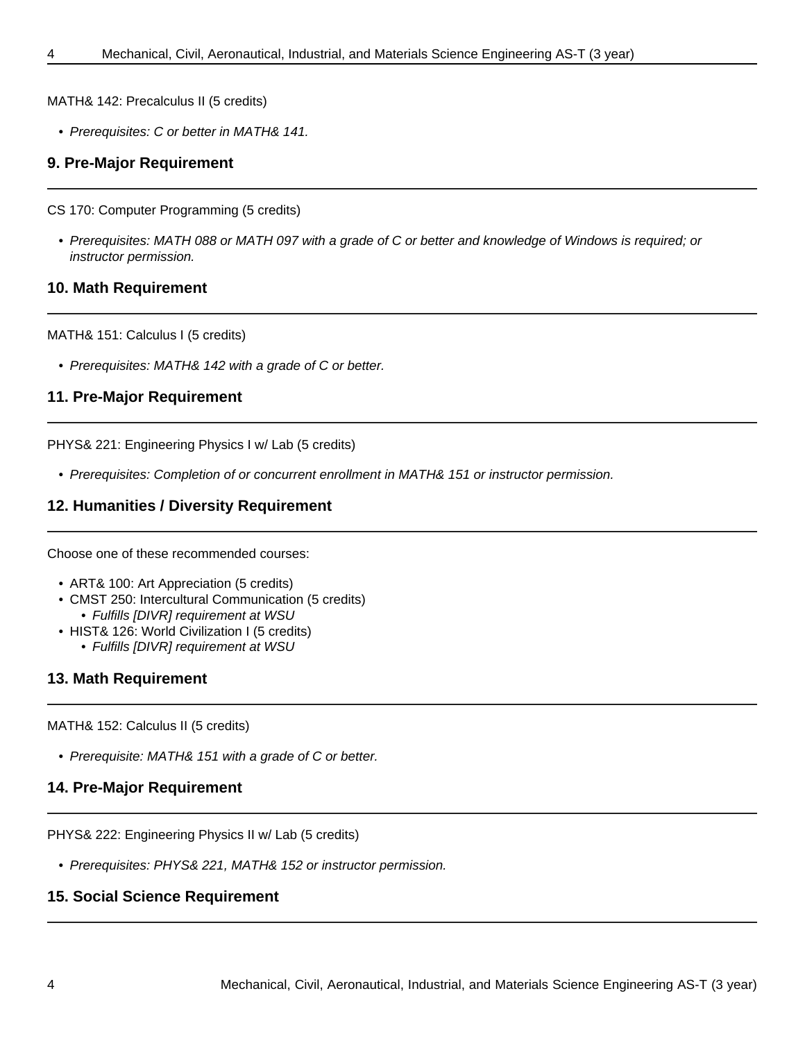MATH& 142: Precalculus II (5 credits)

- *Prerequisites: C or better in MATH& 141.*

## 9. Pre-Major Requirement

CS 170: Computer Programming (5 credits)

- *Prerequisites: MATH 088 or MATH 097 with a grade of C or better and knowledge of Windows is required; or instructor permission.*

## 10. Math Requirement

MATH& 151: Calculus I (5 credits)

- *Prerequisites: MATH& 142 with a grade of C or better.*

## 11. Pre-Major Requirement

PHYS& 221: Engineering Physics I w/ Lab (5 credits)

- *Prerequisites: Completion of or concurrent enrollment in MATH& 151 or instructor permission.*

## 12. Humanities / Diversity Requirement

Choose one of these recommended courses:

- ART& 100: Art Appreciation (5 credits)
- CMST 250: Intercultural Communication (5 credits)
  - *Fulfills [DIVR] requirement at WSU*
- HIST& 126: World Civilization I (5 credits)
  - *Fulfills [DIVR] requirement at WSU*

## 13. Math Requirement

MATH& 152: Calculus II (5 credits)

- *Prerequisite: MATH& 151 with a grade of C or better.*

## 14. Pre-Major Requirement

PHYS& 222: Engineering Physics II w/ Lab (5 credits)

- *Prerequisites: PHYS& 221, MATH& 152 or instructor permission.*

## 15. Social Science Requirement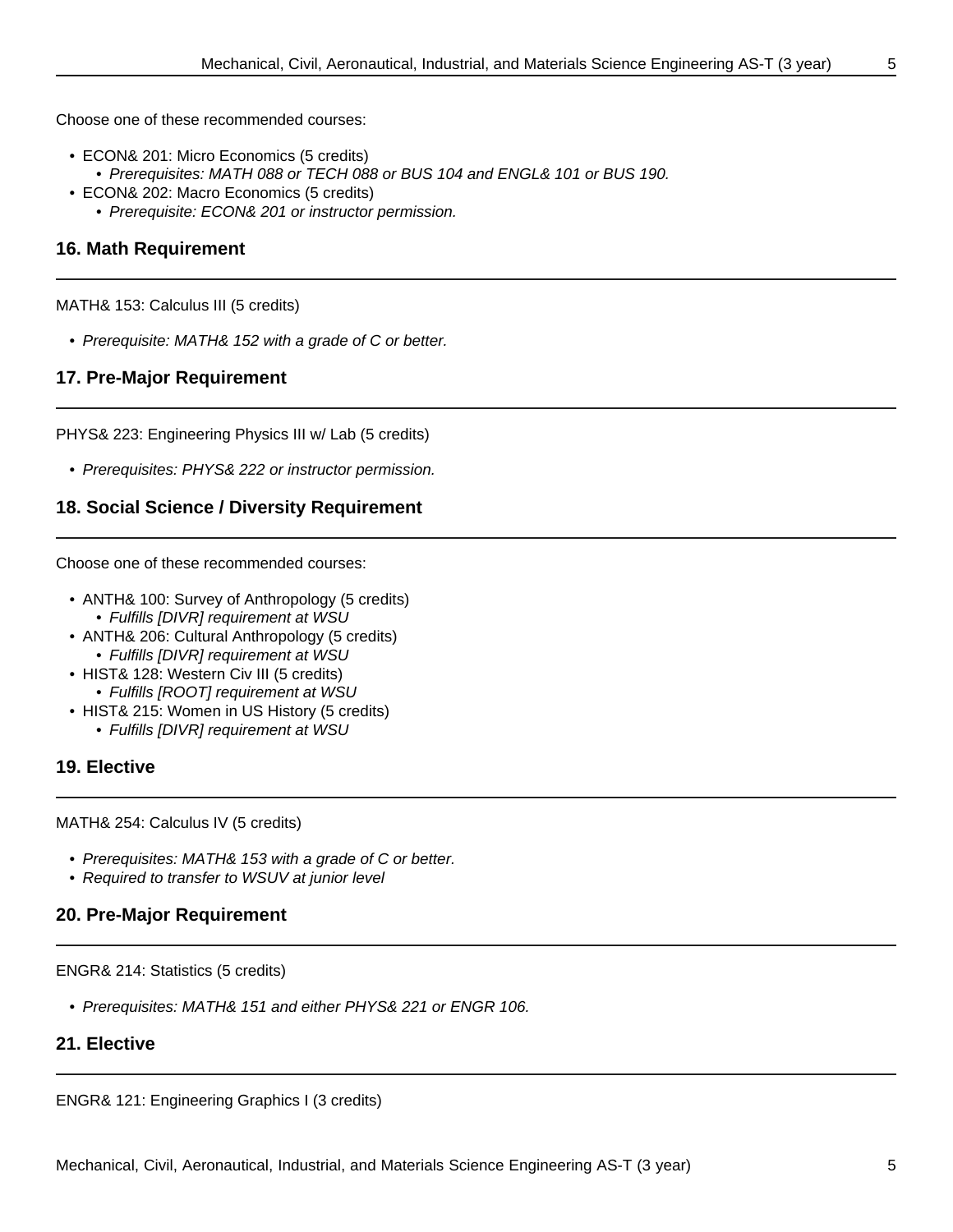Choose one of these recommended courses:

- ECON& 201: Micro Economics (5 credits)
  - *Prerequisites: MATH 088 or TECH 088 or BUS 104 and ENGL& 101 or BUS 190.*
- ECON& 202: Macro Economics (5 credits)
  - *Prerequisite: ECON& 201 or instructor permission.*

### 16. Math Requirement

MATH& 153: Calculus III (5 credits)

- *Prerequisite: MATH& 152 with a grade of C or better.*

### 17. Pre-Major Requirement

PHYS& 223: Engineering Physics III w/ Lab (5 credits)

- *Prerequisites: PHYS& 222 or instructor permission.*

### 18. Social Science / Diversity Requirement

Choose one of these recommended courses:

- ANTH& 100: Survey of Anthropology (5 credits)
  - *Fulfills [DIVR] requirement at WSU*
- ANTH& 206: Cultural Anthropology (5 credits)
  - *Fulfills [DIVR] requirement at WSU*
- HIST& 128: Western Civ III (5 credits)
  - *Fulfills [ROOT] requirement at WSU*
- HIST& 215: Women in US History (5 credits)
  - *Fulfills [DIVR] requirement at WSU*

### 19. Elective

MATH& 254: Calculus IV (5 credits)

- *Prerequisites: MATH& 153 with a grade of C or better.*
- *Required to transfer to WSUV at junior level*

### 20. Pre-Major Requirement

ENGR& 214: Statistics (5 credits)

- *Prerequisites: MATH& 151 and either PHYS& 221 or ENGR 106.*

### 21. Elective

ENGR& 121: Engineering Graphics I (3 credits)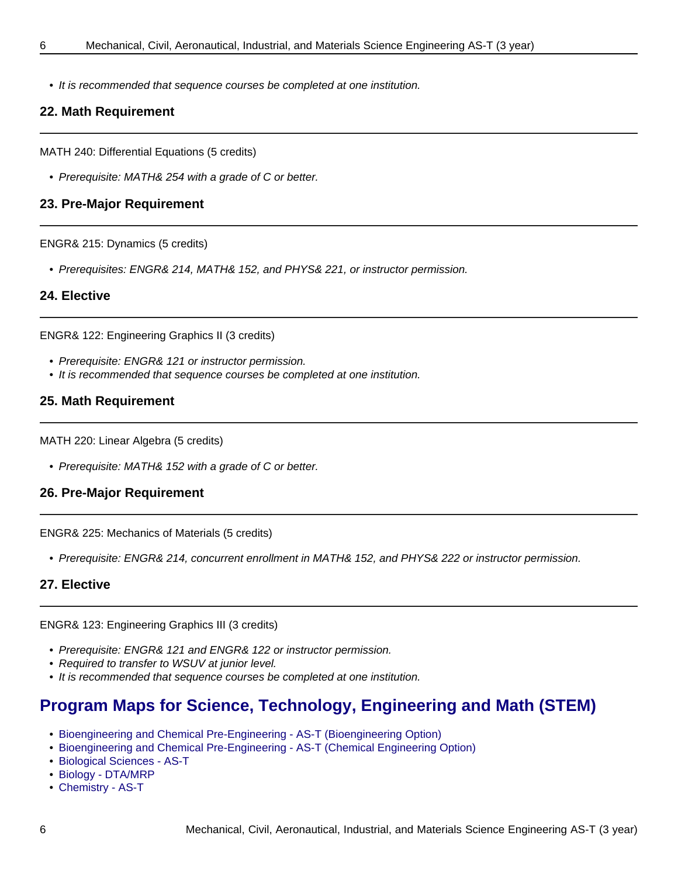- *It is recommended that sequence courses be completed at one institution.*

### 22. Math Requirement

MATH 240: Differential Equations (5 credits)

- *Prerequisite: MATH& 254 with a grade of C or better.*

### 23. Pre-Major Requirement

ENGR& 215: Dynamics (5 credits)

- *Prerequisites: ENGR& 214, MATH& 152, and PHYS& 221, or instructor permission.*

### 24. Elective

ENGR& 122: Engineering Graphics II (3 credits)

- *Prerequisite: ENGR& 121 or instructor permission.*
- *It is recommended that sequence courses be completed at one institution.*

### 25. Math Requirement

MATH 220: Linear Algebra (5 credits)

- *Prerequisite: MATH& 152 with a grade of C or better.*

### 26. Pre-Major Requirement

ENGR& 225: Mechanics of Materials (5 credits)

- *Prerequisite: ENGR& 214, concurrent enrollment in MATH& 152, and PHYS& 222 or instructor permission.*

### 27. Elective

ENGR& 123: Engineering Graphics III (3 credits)

- *Prerequisite: ENGR& 121 and ENGR& 122 or instructor permission.*
- *Required to transfer to WSUV at junior level.*
- *It is recommended that sequence courses be completed at one institution.*

## Program Maps for Science, Technology, Engineering and Math (STEM)

- Bioengineering and Chemical Pre-Engineering - AS-T (Bioengineering Option)
- Bioengineering and Chemical Pre-Engineering - AS-T (Chemical Engineering Option)
- Biological Sciences - AS-T
- Biology - DTA/MRP
- Chemistry - AS-T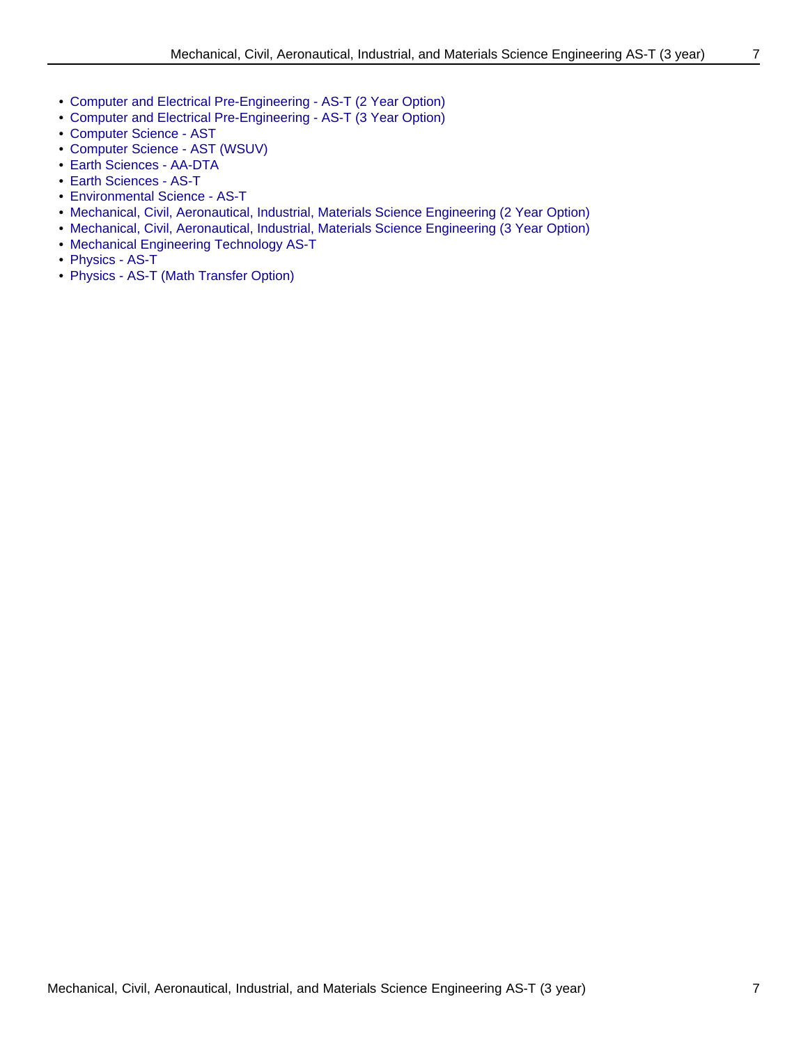- Computer and Electrical Pre-Engineering - AS-T (2 Year Option)
- Computer and Electrical Pre-Engineering - AS-T (3 Year Option)
- Computer Science - AST
- Computer Science - AST (WSUV)
- Earth Sciences - AA-DTA
- Earth Sciences - AS-T
- Environmental Science - AS-T
- Mechanical, Civil, Aeronautical, Industrial, Materials Science Engineering (2 Year Option)
- Mechanical, Civil, Aeronautical, Industrial, Materials Science Engineering (3 Year Option)
- Mechanical Engineering Technology AS-T
- Physics - AS-T
- Physics - AS-T (Math Transfer Option)